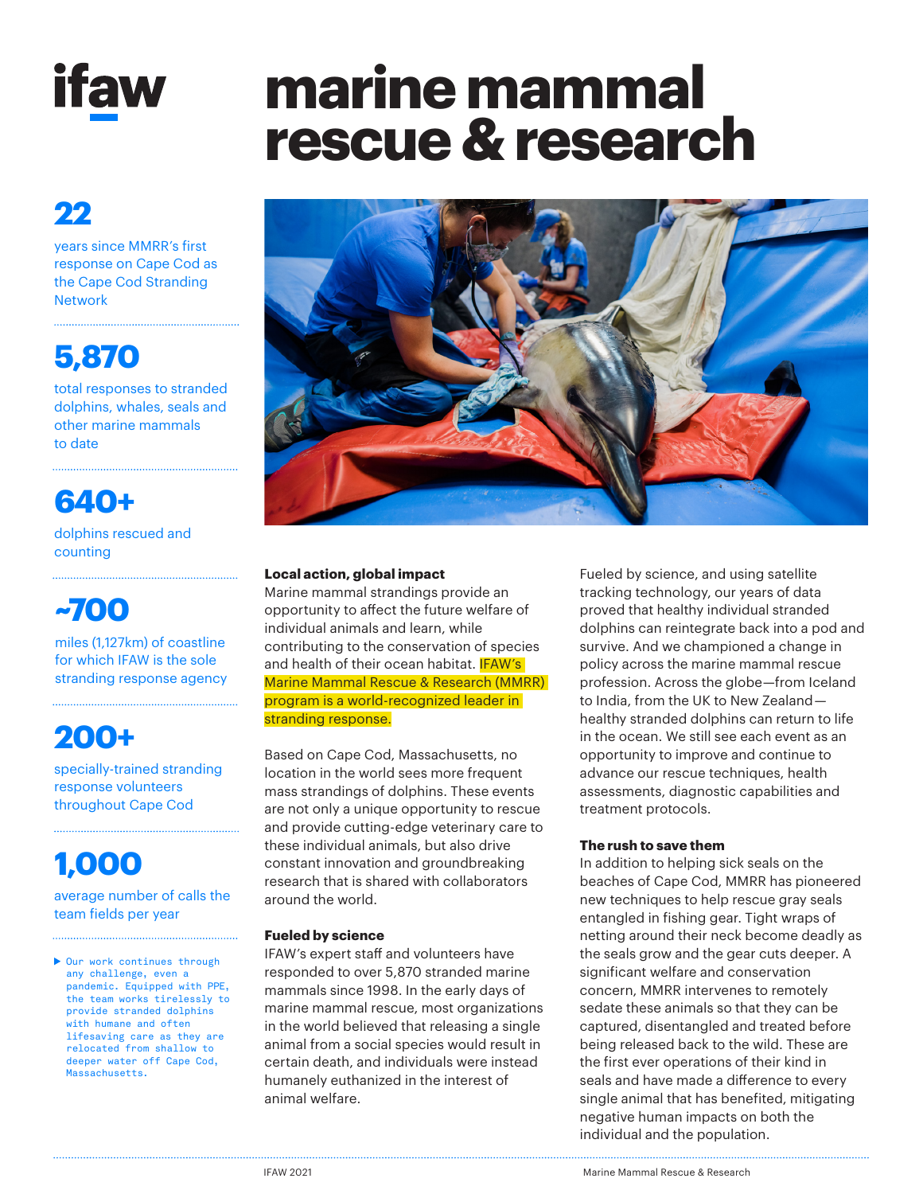ifaw

# marine mammal rescue & research

**22**

years since MMRR's first response on Cape Cod as the Cape Cod Stranding Network

**5,870**

total responses to stranded dolphins, whales, seals and other marine mammals to date

**640+**

dolphins rescued and counting

**~700**

miles (1,127km) of coastline for which IFAW is the sole stranding response agency

**200+**

specially-trained stranding response volunteers throughout Cape Cod

**1,000**

average number of calls the team fields per year

▶ Our work continues through any challenge, even a pandemic. Equipped with PPE, the team works tirelessly to provide stranded dolphins with humane and often lifesaving care as they are relocated from shallow to deeper water off Cape Cod, Massachusetts.

### Local action, global impact

Marine mammal strandings provide an opportunity to affect the future welfare of individual animals and learn, while contributing to the conservation of species and health of their ocean habitat. IFAW's Marine Mammal Rescue & Research (MMRR) program is a world-recognized leader in stranding response.

Based on Cape Cod, Massachusetts, no location in the world sees more frequent mass strandings of dolphins. These events are not only a unique opportunity to rescue and provide cutting-edge veterinary care to these individual animals, but also drive constant innovation and groundbreaking research that is shared with collaborators around the world.

### Fueled by science

IFAW's expert staff and volunteers have responded to over 5,870 stranded marine mammals since 1998. In the early days of marine mammal rescue, most organizations in the world believed that releasing a single animal from a social species would result in certain death, and individuals were instead humanely euthanized in the interest of animal welfare.

Fueled by science, and using satellite tracking technology, our years of data proved that healthy individual stranded dolphins can reintegrate back into a pod and survive. And we championed a change in policy across the marine mammal rescue profession. Across the globe—from Iceland to India, from the UK to New Zealand—healthy stranded dolphins can return to life in the ocean. We still see each event as an opportunity to improve and continue to advance our rescue techniques, health assessments, diagnostic capabilities and treatment protocols.

### The rush to save them

In addition to helping sick seals on the beaches of Cape Cod, MMRR has pioneered new techniques to help rescue gray seals entangled in fishing gear. Tight wraps of netting around their neck become deadly as the seals grow and the gear cuts deeper. A significant welfare and conservation concern, MMRR intervenes to remotely sedate these animals so that they can be captured, disentangled and treated before being released back to the wild. These are the first ever operations of their kind in seals and have made a difference to every single animal that has benefited, mitigating negative human impacts on both the individual and the population.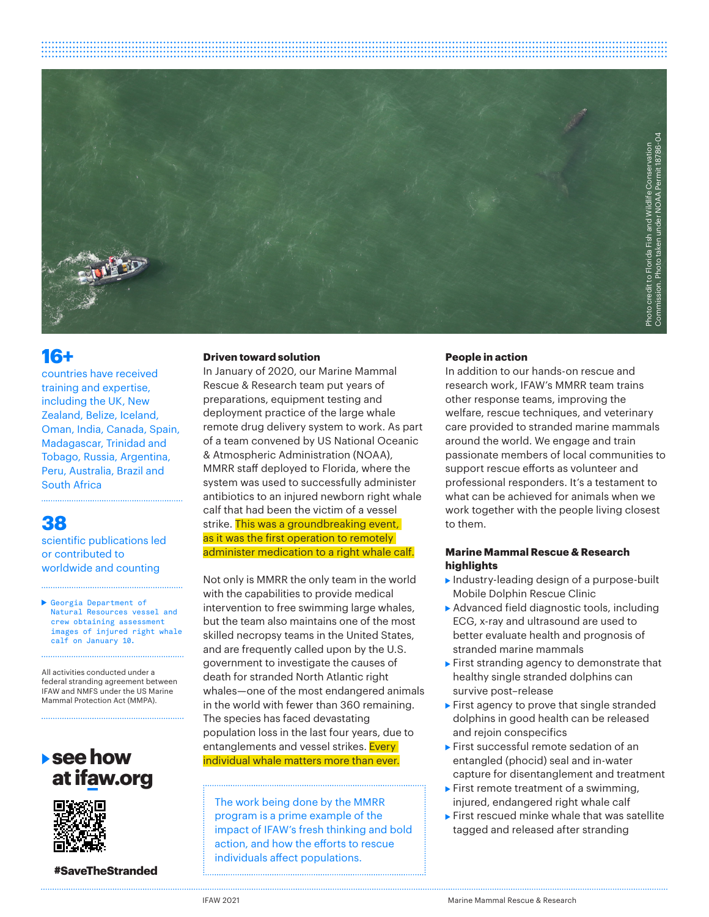Photo credit to Florida Fish and Wildlife Conservation Commission. Photo taken under NOAA Permit 18786-04

## 16+

countries have received training and expertise, including the UK, New Zealand, Belize, Iceland, Oman, India, Canada, Spain, Madagascar, Trinidad and Tobago, Russia, Argentina, Peru, Australia, Brazil and South Africa

## 38

scientific publications led or contributed to worldwide and counting

▶ Georgia Department of Natural Resources vessel and crew obtaining assessment images of injured right whale calf on January 10.

All activities conducted under a federal stranding agreement between IFAW and NMFS under the US Marine Mammal Protection Act (MMPA).

**▸ see how at ifaw.org**

**#SaveTheStranded**

### Driven toward solution

In January of 2020, our Marine Mammal Rescue & Research team put years of preparations, equipment testing and deployment practice of the large whale remote drug delivery system to work. As part of a team convened by US National Oceanic & Atmospheric Administration (NOAA), MMRR staff deployed to Florida, where the system was used to successfully administer antibiotics to an injured newborn right whale calf that had been the victim of a vessel strike. This was a groundbreaking event, as it was the first operation to remotely administer medication to a right whale calf.

Not only is MMRR the only team in the world with the capabilities to provide medical intervention to free swimming large whales, but the team also maintains one of the most skilled necropsy teams in the United States, and are frequently called upon by the U.S. government to investigate the causes of death for stranded North Atlantic right whales—one of the most endangered animals in the world with fewer than 360 remaining. The species has faced devastating population loss in the last four years, due to entanglements and vessel strikes. Every individual whale matters more than ever.

> The work being done by the MMRR program is a prime example of the impact of IFAW's fresh thinking and bold action, and how the efforts to rescue individuals affect populations.

### People in action

In addition to our hands-on rescue and research work, IFAW's MMRR team trains other response teams, improving the welfare, rescue techniques, and veterinary care provided to stranded marine mammals around the world. We engage and train passionate members of local communities to support rescue efforts as volunteer and professional responders. It's a testament to what can be achieved for animals when we work together with the people living closest to them.

### Marine Mammal Rescue & Research highlights

- Industry-leading design of a purpose-built Mobile Dolphin Rescue Clinic
- Advanced field diagnostic tools, including ECG, x-ray and ultrasound are used to better evaluate health and prognosis of stranded marine mammals
- First stranding agency to demonstrate that healthy single stranded dolphins can survive post–release
- First agency to prove that single stranded dolphins in good health can be released and rejoin conspecifics
- First successful remote sedation of an entangled (phocid) seal and in-water capture for disentanglement and treatment
- First remote treatment of a swimming, injured, endangered right whale calf
- First rescued minke whale that was satellite tagged and released after stranding